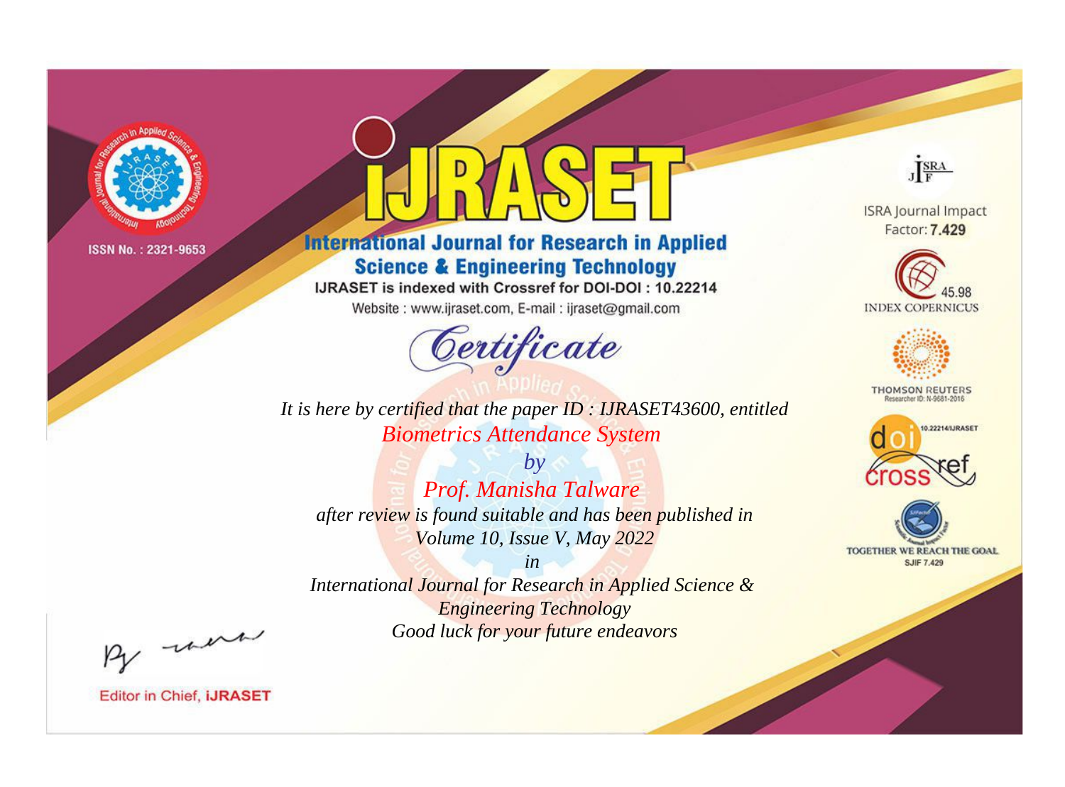ISSN No. : 2321-9653

# IJRASET

## International Journal for Research in Applied Science & Engineering Technology

IJRASET is indexed with Crossref for DOI-DOI : 10.22214

Website : www.ijraset.com, E-mail : ijraset@gmail.com

# *Certificate*

*It is here by certified that the paper ID : IJRASET43600, entitled*

*Biometrics Attendance System*

*by*

*Prof. Manisha Talware*

*after review is found suitable and has been published in*

*Volume 10, Issue V, May 2022*

*in*

*International Journal for Research in Applied Science & Engineering Technology*

*Good luck for your future endeavors*

ISRA Journal Impact Factor: **7.429**

45.98 INDEX COPERNICUS

THOMSON REUTERS Researcher ID: N-9681-2016

10.22214/IJRASET

TOGETHER WE REACH THE GOAL SJIF 7.429

Editor in Chief, **IJRASET**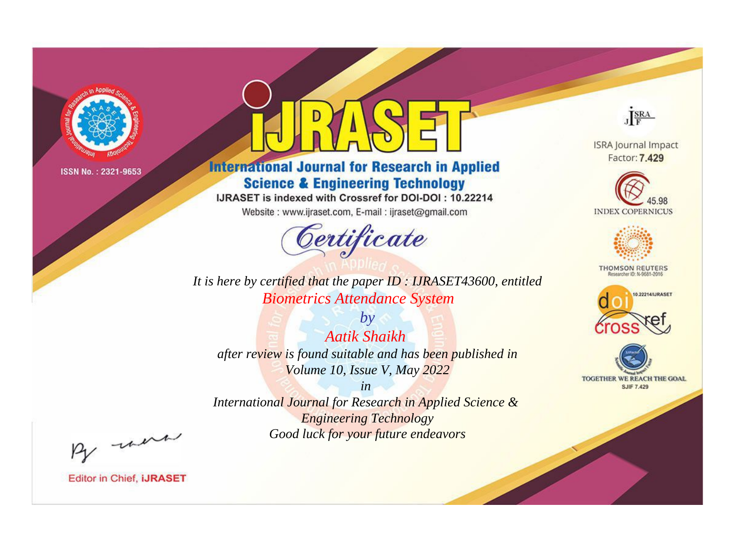ISSN No. : 2321-9653

# IJRASET

## International Journal for Research in Applied Science & Engineering Technology

IJRASET is indexed with Crossref for DOI-DOI : 10.22214

Website : www.ijraset.com, E-mail : ijraset@gmail.com

## Certificate

*It is here by certified that the paper ID : IJRASET43600, entitled*

*Biometrics Attendance System*

*by*

*Aatik Shaikh*

*after review is found suitable and has been published in*

*Volume 10, Issue V, May 2022*

*in*

*International Journal for Research in Applied Science & Engineering Technology*

*Good luck for your future endeavors*

ISRA Journal Impact Factor: **7.429**

45.98 INDEX COPERNICUS

THOMSON REUTERS Researcher ID: N-9681-2016

10.22214/IJRASET

TOGETHER WE REACH THE GOAL SJIF 7.429

Editor in Chief, **iJRASET**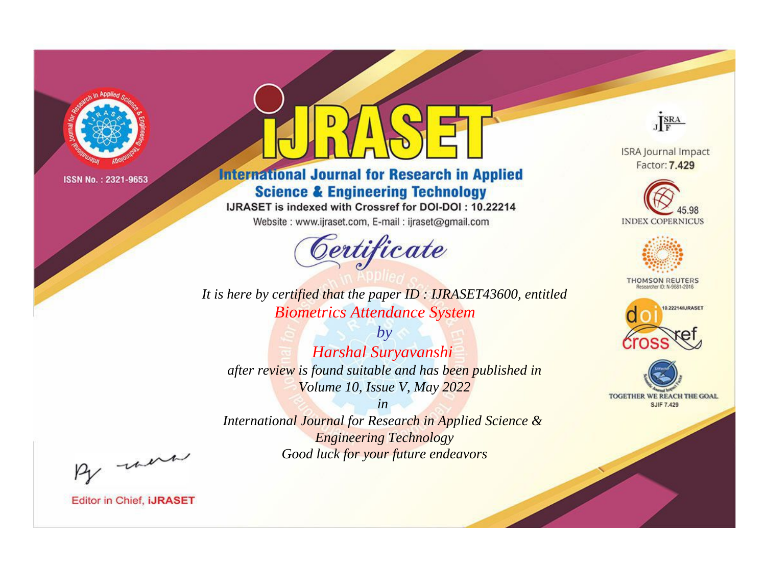ISSN No. : 2321-9653

# IJRASET

## International Journal for Research in Applied Science & Engineering Technology

IJRASET is indexed with Crossref for DOI-DOI : 10.22214

Website : www.ijraset.com, E-mail : ijraset@gmail.com

# Certificate

*It is here by certified that the paper ID : IJRASET43600, entitled*

*Biometrics Attendance System*

*by*

*Harshal Suryavanshi*

*after review is found suitable and has been published in*

*Volume 10, Issue V, May 2022*

*in*

*International Journal for Research in Applied Science & Engineering Technology*

*Good luck for your future endeavors*

ISRA Journal Impact Factor: **7.429**

45.98 INDEX COPERNICUS

THOMSON REUTERS

Researcher ID: N-9681-2016

10.22214/IJRASET

TOGETHER WE REACH THE GOAL

SJIF 7.429

Editor in Chief, **iJRASET**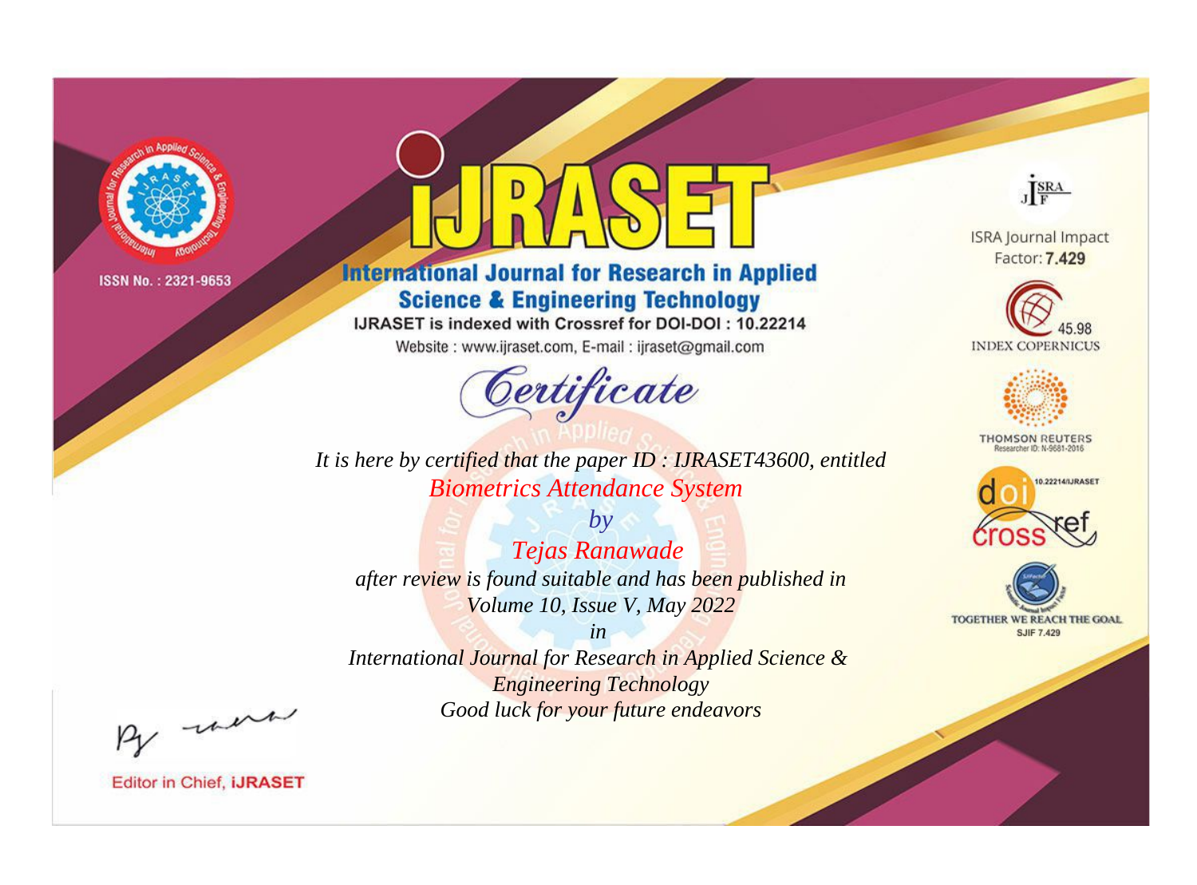ISSN No. : 2321-9653

# IJRASET

## International Journal for Research in Applied Science & Engineering Technology

IJRASET is indexed with Crossref for DOI-DOI : 10.22214

Website : www.ijraset.com, E-mail : ijraset@gmail.com

# Certificate

*It is here by certified that the paper ID : IJRASET43600, entitled*

*Biometrics Attendance System*

*by*

*Tejas Ranawade*

*after review is found suitable and has been published in*

*Volume 10, Issue V, May 2022*

*in*

*International Journal for Research in Applied Science & Engineering Technology*

*Good luck for your future endeavors*

ISRA Journal Impact Factor: **7.429**

45.98 INDEX COPERNICUS

THOMSON REUTERS

Researcher ID: N-9681-2016

10.22214/IJRASET

TOGETHER WE REACH THE GOAL

SJIF 7.429

Editor in Chief, **iJRASET**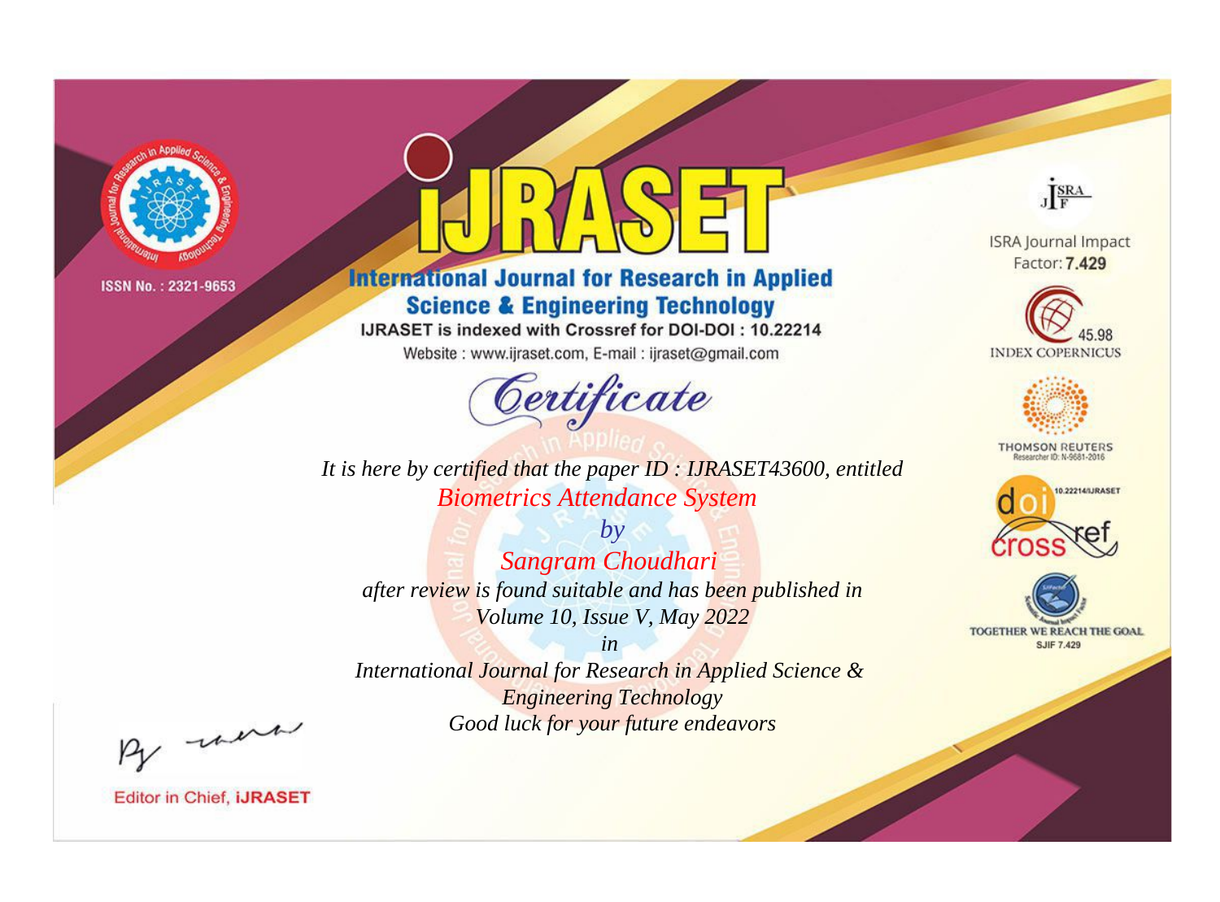ISSN No. : 2321-9653

# iJRASET

## International Journal for Research in Applied Science & Engineering Technology

IJRASET is indexed with Crossref for DOI-DOI : 10.22214

Website : www.ijraset.com, E-mail : ijraset@gmail.com

## *Certificate*

*It is here by certified that the paper ID : IJRASET43600, entitled*

*Biometrics Attendance System*

*by*

*Sangram Choudhari*

*after review is found suitable and has been published in*

*Volume 10, Issue V, May 2022*

*in*

*International Journal for Research in Applied Science & Engineering Technology*

*Good luck for your future endeavors*

ISRA Journal Impact Factor: **7.429**

45.98 INDEX COPERNICUS

THOMSON REUTERS Researcher ID: N-9681-2016

10.22214/IJRASET

TOGETHER WE REACH THE GOAL SJIF 7.429

Editor in Chief, **iJRASET**